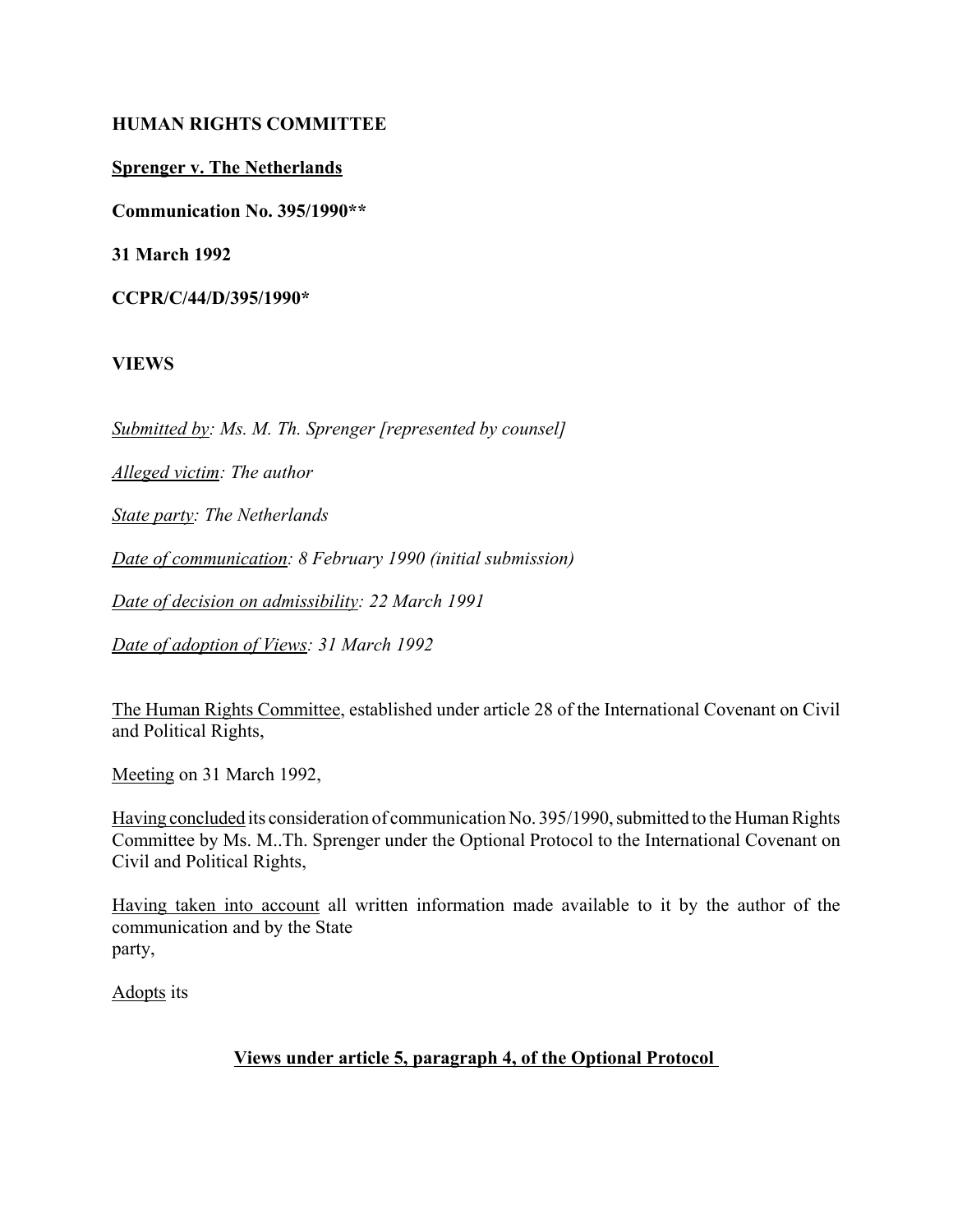**HUMAN RIGHTS COMMITTEE**

**Sprenger v. The Netherlands**

**Communication No. 395/1990****

**31 March 1992**

**CCPR/C/44/D/395/1990***

**VIEWS**

*Submitted by: Ms. M. Th. Sprenger [represented by counsel]*

*Alleged victim: The author*

*State party: The Netherlands*

*Date of communication: 8 February 1990 (initial submission)*

*Date of decision on admissibility: 22 March 1991*

*Date of adoption of Views: 31 March 1992*

The Human Rights Committee, established under article 28 of the International Covenant on Civil and Political Rights,

Meeting on 31 March 1992,

Having concluded its consideration of communication No. 395/1990, submitted to the Human Rights Committee by Ms. M..Th. Sprenger under the Optional Protocol to the International Covenant on Civil and Political Rights,

Having taken into account all written information made available to it by the author of the communication and by the State party,

Adopts its

**Views under article 5, paragraph 4, of the Optional Protocol**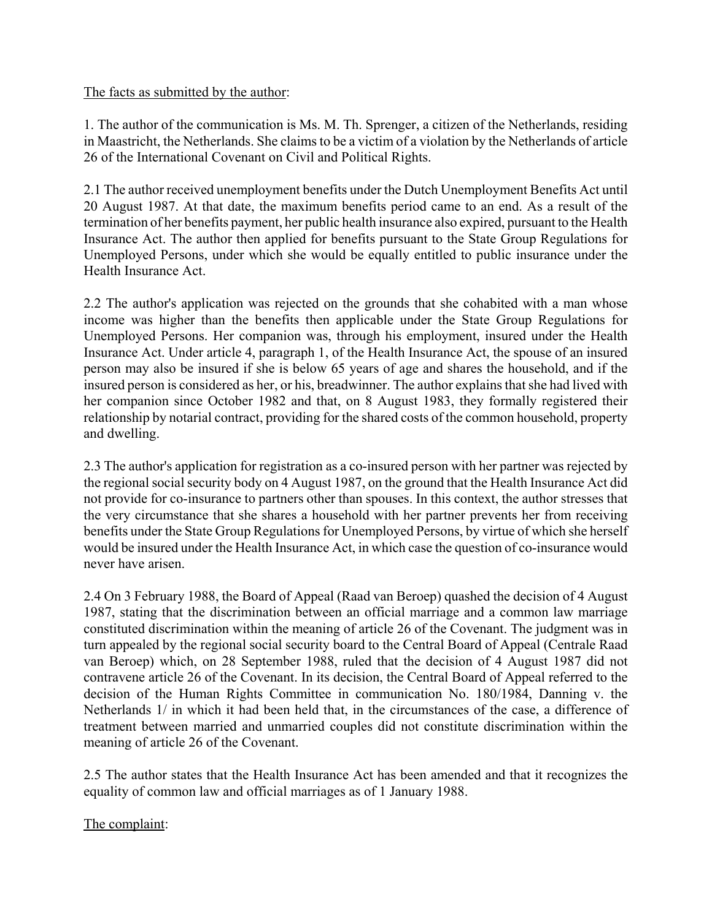<u>The facts as submitted by the author</u>:

1. The author of the communication is Ms. M. Th. Sprenger, a citizen of the Netherlands, residing in Maastricht, the Netherlands. She claims to be a victim of a violation by the Netherlands of article 26 of the International Covenant on Civil and Political Rights.

2.1 The author received unemployment benefits under the Dutch Unemployment Benefits Act until 20 August 1987. At that date, the maximum benefits period came to an end. As a result of the termination of her benefits payment, her public health insurance also expired, pursuant to the Health Insurance Act. The author then applied for benefits pursuant to the State Group Regulations for Unemployed Persons, under which she would be equally entitled to public insurance under the Health Insurance Act.

2.2 The author's application was rejected on the grounds that she cohabited with a man whose income was higher than the benefits then applicable under the State Group Regulations for Unemployed Persons. Her companion was, through his employment, insured under the Health Insurance Act. Under article 4, paragraph 1, of the Health Insurance Act, the spouse of an insured person may also be insured if she is below 65 years of age and shares the household, and if the insured person is considered as her, or his, breadwinner. The author explains that she had lived with her companion since October 1982 and that, on 8 August 1983, they formally registered their relationship by notarial contract, providing for the shared costs of the common household, property and dwelling.

2.3 The author's application for registration as a co-insured person with her partner was rejected by the regional social security body on 4 August 1987, on the ground that the Health Insurance Act did not provide for co-insurance to partners other than spouses. In this context, the author stresses that the very circumstance that she shares a household with her partner prevents her from receiving benefits under the State Group Regulations for Unemployed Persons, by virtue of which she herself would be insured under the Health Insurance Act, in which case the question of co-insurance would never have arisen.

2.4 On 3 February 1988, the Board of Appeal (Raad van Beroep) quashed the decision of 4 August 1987, stating that the discrimination between an official marriage and a common law marriage constituted discrimination within the meaning of article 26 of the Covenant. The judgment was in turn appealed by the regional social security board to the Central Board of Appeal (Centrale Raad van Beroep) which, on 28 September 1988, ruled that the decision of 4 August 1987 did not contravene article 26 of the Covenant. In its decision, the Central Board of Appeal referred to the decision of the Human Rights Committee in communication No. 180/1984, Danning v. the Netherlands 1/ in which it had been held that, in the circumstances of the case, a difference of treatment between married and unmarried couples did not constitute discrimination within the meaning of article 26 of the Covenant.

2.5 The author states that the Health Insurance Act has been amended and that it recognizes the equality of common law and official marriages as of 1 January 1988.

<u>The complaint</u>: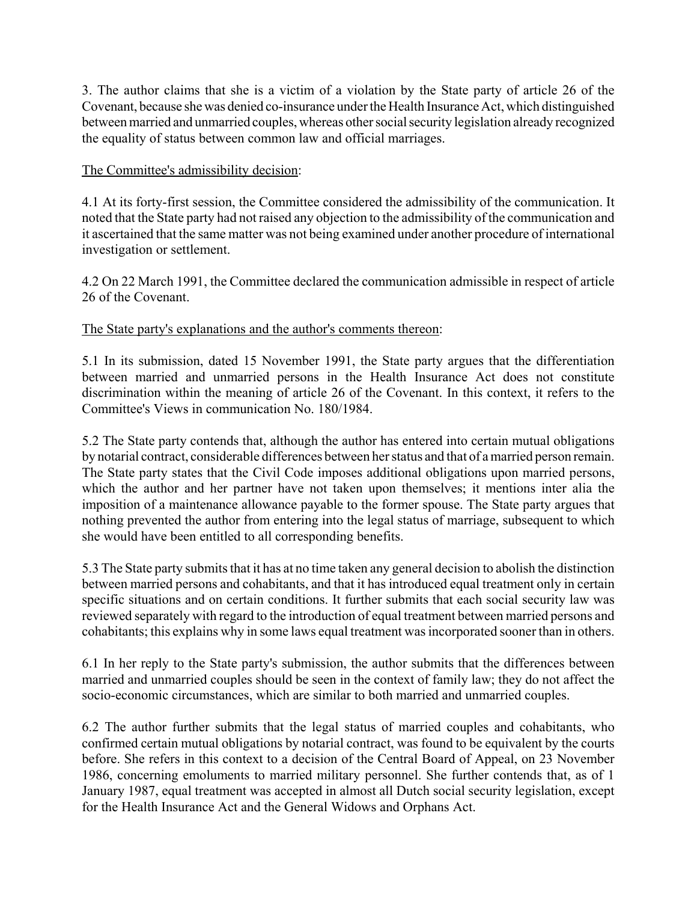3. The author claims that she is a victim of a violation by the State party of article 26 of the Covenant, because she was denied co-insurance under the Health Insurance Act, which distinguished between married and unmarried couples, whereas other social security legislation already recognized the equality of status between common law and official marriages.

<u>The Committee's admissibility decision</u>:

4.1 At its forty-first session, the Committee considered the admissibility of the communication. It noted that the State party had not raised any objection to the admissibility of the communication and it ascertained that the same matter was not being examined under another procedure of international investigation or settlement.

4.2 On 22 March 1991, the Committee declared the communication admissible in respect of article 26 of the Covenant.

<u>The State party's explanations and the author's comments thereon</u>:

5.1 In its submission, dated 15 November 1991, the State party argues that the differentiation between married and unmarried persons in the Health Insurance Act does not constitute discrimination within the meaning of article 26 of the Covenant. In this context, it refers to the Committee's Views in communication No. 180/1984.

5.2 The State party contends that, although the author has entered into certain mutual obligations by notarial contract, considerable differences between her status and that of a married person remain. The State party states that the Civil Code imposes additional obligations upon married persons, which the author and her partner have not taken upon themselves; it mentions inter alia the imposition of a maintenance allowance payable to the former spouse. The State party argues that nothing prevented the author from entering into the legal status of marriage, subsequent to which she would have been entitled to all corresponding benefits.

5.3 The State party submits that it has at no time taken any general decision to abolish the distinction between married persons and cohabitants, and that it has introduced equal treatment only in certain specific situations and on certain conditions. It further submits that each social security law was reviewed separately with regard to the introduction of equal treatment between married persons and cohabitants; this explains why in some laws equal treatment was incorporated sooner than in others.

6.1 In her reply to the State party's submission, the author submits that the differences between married and unmarried couples should be seen in the context of family law; they do not affect the socio-economic circumstances, which are similar to both married and unmarried couples.

6.2 The author further submits that the legal status of married couples and cohabitants, who confirmed certain mutual obligations by notarial contract, was found to be equivalent by the courts before. She refers in this context to a decision of the Central Board of Appeal, on 23 November 1986, concerning emoluments to married military personnel. She further contends that, as of 1 January 1987, equal treatment was accepted in almost all Dutch social security legislation, except for the Health Insurance Act and the General Widows and Orphans Act.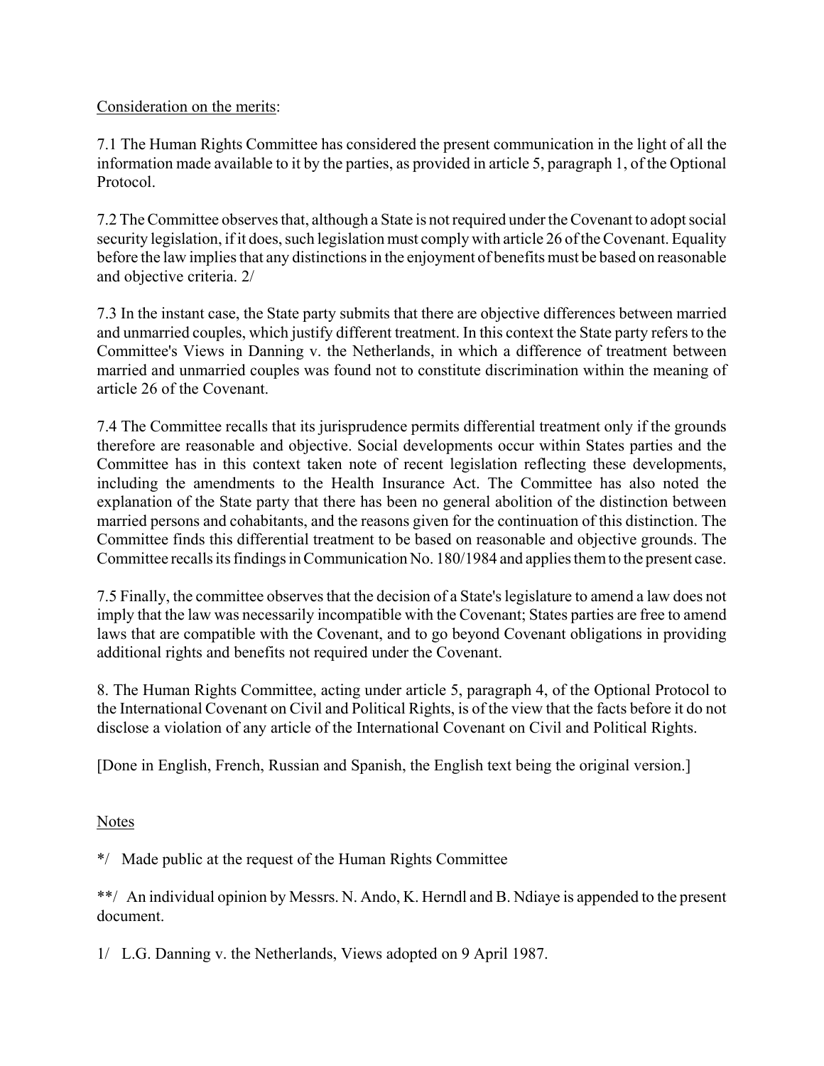Consideration on the merits:

7.1 The Human Rights Committee has considered the present communication in the light of all the information made available to it by the parties, as provided in article 5, paragraph 1, of the Optional Protocol.

7.2 The Committee observes that, although a State is not required under the Covenant to adopt social security legislation, if it does, such legislation must comply with article 26 of the Covenant. Equality before the law implies that any distinctions in the enjoyment of benefits must be based on reasonable and objective criteria. 2/

7.3 In the instant case, the State party submits that there are objective differences between married and unmarried couples, which justify different treatment. In this context the State party refers to the Committee's Views in Danning v. the Netherlands, in which a difference of treatment between married and unmarried couples was found not to constitute discrimination within the meaning of article 26 of the Covenant.

7.4 The Committee recalls that its jurisprudence permits differential treatment only if the grounds therefore are reasonable and objective. Social developments occur within States parties and the Committee has in this context taken note of recent legislation reflecting these developments, including the amendments to the Health Insurance Act. The Committee has also noted the explanation of the State party that there has been no general abolition of the distinction between married persons and cohabitants, and the reasons given for the continuation of this distinction. The Committee finds this differential treatment to be based on reasonable and objective grounds. The Committee recalls its findings in Communication No. 180/1984 and applies them to the present case.

7.5 Finally, the committee observes that the decision of a State's legislature to amend a law does not imply that the law was necessarily incompatible with the Covenant; States parties are free to amend laws that are compatible with the Covenant, and to go beyond Covenant obligations in providing additional rights and benefits not required under the Covenant.

8. The Human Rights Committee, acting under article 5, paragraph 4, of the Optional Protocol to the International Covenant on Civil and Political Rights, is of the view that the facts before it do not disclose a violation of any article of the International Covenant on Civil and Political Rights.

[Done in English, French, Russian and Spanish, the English text being the original version.]

Notes

*/ Made public at the request of the Human Rights Committee

**/ An individual opinion by Messrs. N. Ando, K. Herndl and B. Ndiaye is appended to the present document.

1/ L.G. Danning v. the Netherlands, Views adopted on 9 April 1987.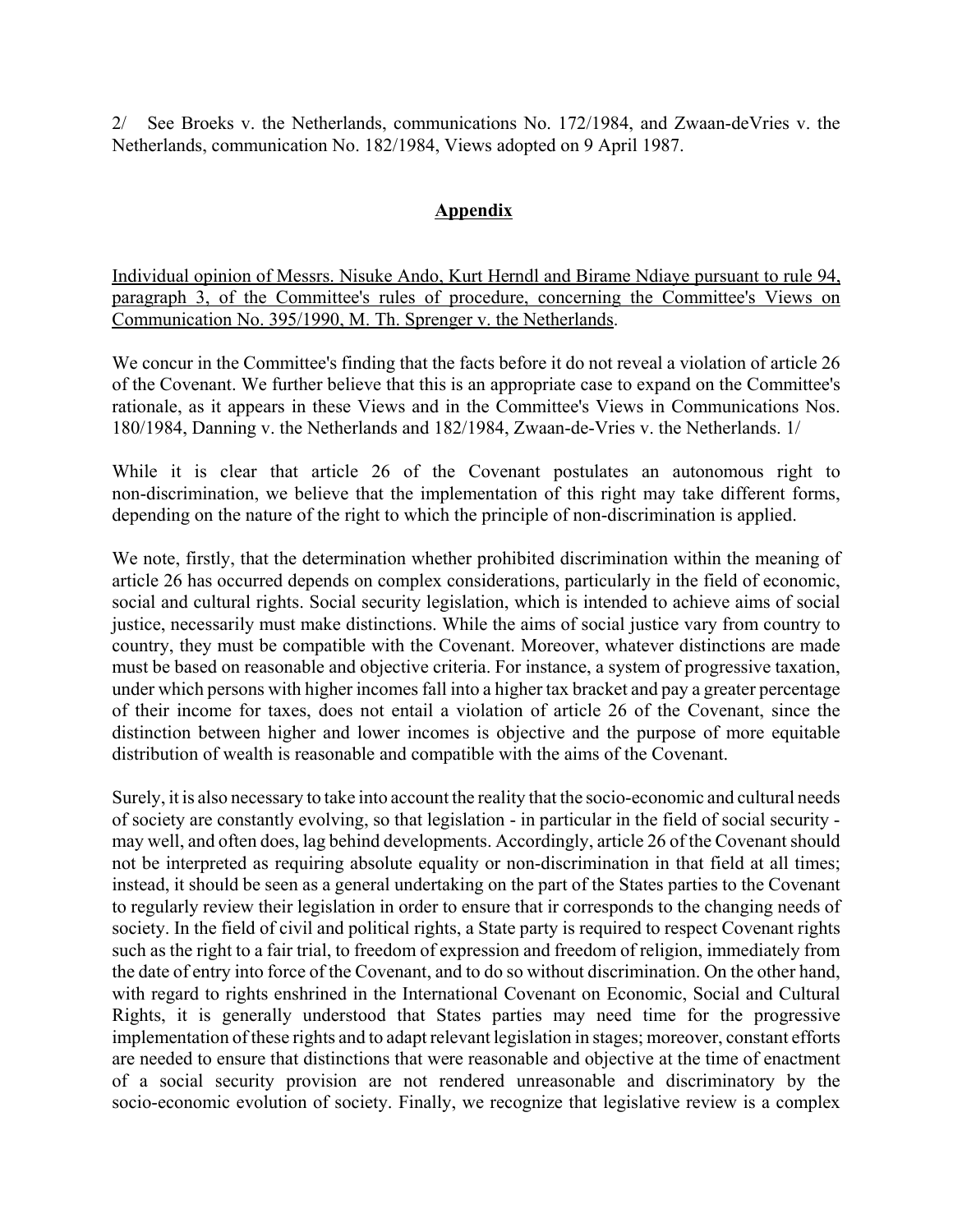2/ See Broeks v. the Netherlands, communications No. 172/1984, and Zwaan-deVries v. the Netherlands, communication No. 182/1984, Views adopted on 9 April 1987.

## Appendix

Individual opinion of Messrs. Nisuke Ando, Kurt Herndl and Birame Ndiaye pursuant to rule 94, paragraph 3, of the Committee's rules of procedure, concerning the Committee's Views on Communication No. 395/1990, M. Th. Sprenger v. the Netherlands.

We concur in the Committee's finding that the facts before it do not reveal a violation of article 26 of the Covenant. We further believe that this is an appropriate case to expand on the Committee's rationale, as it appears in these Views and in the Committee's Views in Communications Nos. 180/1984, Danning v. the Netherlands and 182/1984, Zwaan-de-Vries v. the Netherlands. 1/

While it is clear that article 26 of the Covenant postulates an autonomous right to non-discrimination, we believe that the implementation of this right may take different forms, depending on the nature of the right to which the principle of non-discrimination is applied.

We note, firstly, that the determination whether prohibited discrimination within the meaning of article 26 has occurred depends on complex considerations, particularly in the field of economic, social and cultural rights. Social security legislation, which is intended to achieve aims of social justice, necessarily must make distinctions. While the aims of social justice vary from country to country, they must be compatible with the Covenant. Moreover, whatever distinctions are made must be based on reasonable and objective criteria. For instance, a system of progressive taxation, under which persons with higher incomes fall into a higher tax bracket and pay a greater percentage of their income for taxes, does not entail a violation of article 26 of the Covenant, since the distinction between higher and lower incomes is objective and the purpose of more equitable distribution of wealth is reasonable and compatible with the aims of the Covenant.

Surely, it is also necessary to take into account the reality that the socio-economic and cultural needs of society are constantly evolving, so that legislation - in particular in the field of social security - may well, and often does, lag behind developments. Accordingly, article 26 of the Covenant should not be interpreted as requiring absolute equality or non-discrimination in that field at all times; instead, it should be seen as a general undertaking on the part of the States parties to the Covenant to regularly review their legislation in order to ensure that ir corresponds to the changing needs of society. In the field of civil and political rights, a State party is required to respect Covenant rights such as the right to a fair trial, to freedom of expression and freedom of religion, immediately from the date of entry into force of the Covenant, and to do so without discrimination. On the other hand, with regard to rights enshrined in the International Covenant on Economic, Social and Cultural Rights, it is generally understood that States parties may need time for the progressive implementation of these rights and to adapt relevant legislation in stages; moreover, constant efforts are needed to ensure that distinctions that were reasonable and objective at the time of enactment of a social security provision are not rendered unreasonable and discriminatory by the socio-economic evolution of society. Finally, we recognize that legislative review is a complex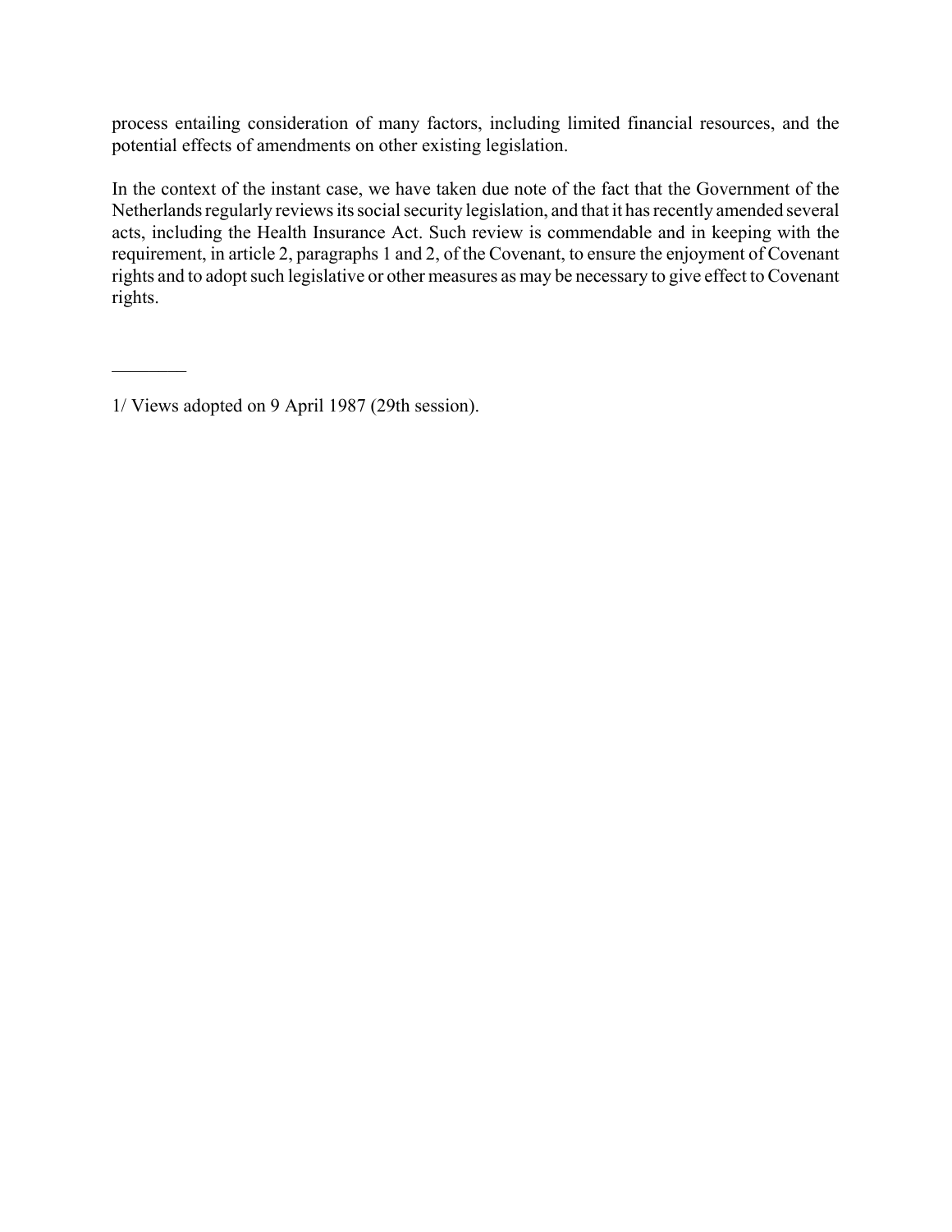process entailing consideration of many factors, including limited financial resources, and the potential effects of amendments on other existing legislation.

In the context of the instant case, we have taken due note of the fact that the Government of the Netherlands regularly reviews its social security legislation, and that it has recently amended several acts, including the Health Insurance Act. Such review is commendable and in keeping with the requirement, in article 2, paragraphs 1 and 2, of the Covenant, to ensure the enjoyment of Covenant rights and to adopt such legislative or other measures as may be necessary to give effect to Covenant rights.

________

1/ Views adopted on 9 April 1987 (29th session).